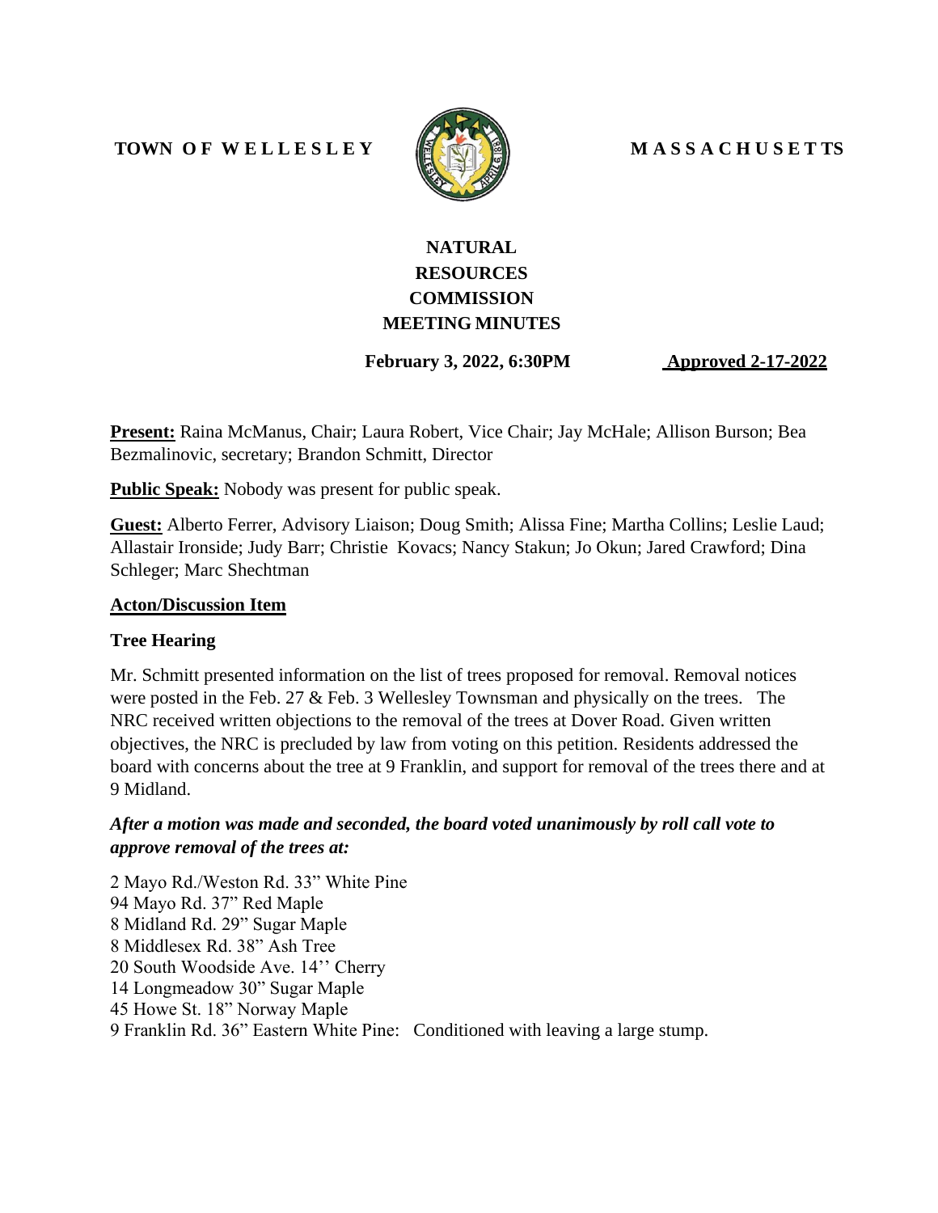TOWN OF WELLESLEY MASSACHUSETTS

# NATURAL RESOURCES COMMISSION MEETING MINUTES

**February 3, 2022, 6:30PM** **Approved 2-17-2022**

**Present:** Raina McManus, Chair; Laura Robert, Vice Chair; Jay McHale; Allison Burson; Bea Bezmalinovic, secretary; Brandon Schmitt, Director

**Public Speak:** Nobody was present for public speak.

**Guest:** Alberto Ferrer, Advisory Liaison; Doug Smith; Alissa Fine; Martha Collins; Leslie Laud; Allastair Ironside; Judy Barr; Christie Kovacs; Nancy Stakun; Jo Okun; Jared Crawford; Dina Schleger; Marc Shechtman

## Acton/Discussion Item

### Tree Hearing

Mr. Schmitt presented information on the list of trees proposed for removal. Removal notices were posted in the Feb. 27 & Feb. 3 Wellesley Townsman and physically on the trees. The NRC received written objections to the removal of the trees at Dover Road. Given written objectives, the NRC is precluded by law from voting on this petition. Residents addressed the board with concerns about the tree at 9 Franklin, and support for removal of the trees there and at 9 Midland.

***After a motion was made and seconded, the board voted unanimously by roll call vote to approve removal of the trees at:***

2 Mayo Rd./Weston Rd. 33" White Pine
94 Mayo Rd. 37" Red Maple
8 Midland Rd. 29" Sugar Maple
8 Middlesex Rd. 38" Ash Tree
20 South Woodside Ave. 14'' Cherry
14 Longmeadow 30" Sugar Maple
45 Howe St. 18" Norway Maple
9 Franklin Rd. 36" Eastern White Pine: Conditioned with leaving a large stump.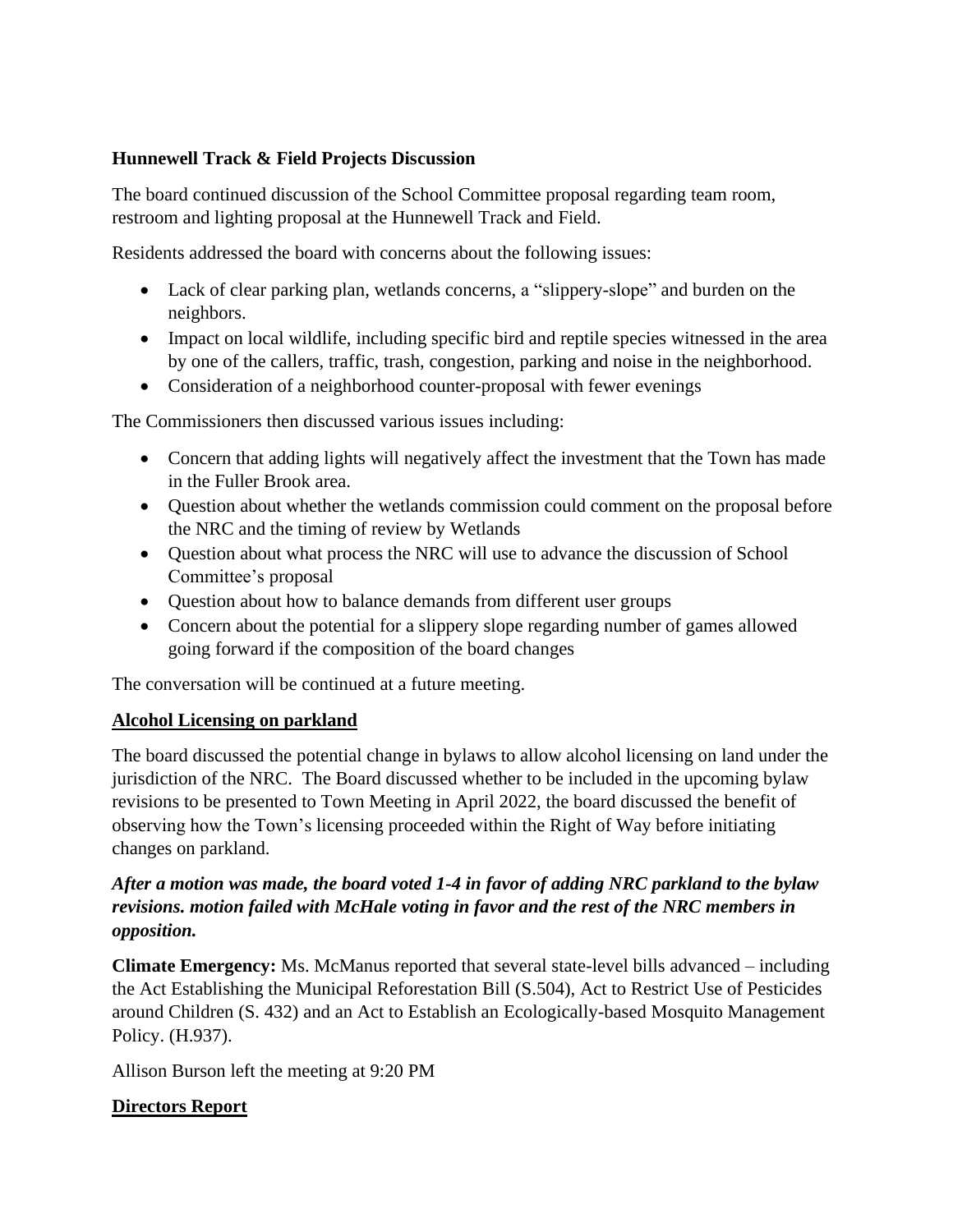**Hunnewell Track & Field Projects Discussion**

The board continued discussion of the School Committee proposal regarding team room, restroom and lighting proposal at the Hunnewell Track and Field.

Residents addressed the board with concerns about the following issues:

- Lack of clear parking plan, wetlands concerns, a "slippery-slope" and burden on the neighbors.
- Impact on local wildlife, including specific bird and reptile species witnessed in the area by one of the callers, traffic, trash, congestion, parking and noise in the neighborhood.
- Consideration of a neighborhood counter-proposal with fewer evenings

The Commissioners then discussed various issues including:

- Concern that adding lights will negatively affect the investment that the Town has made in the Fuller Brook area.
- Question about whether the wetlands commission could comment on the proposal before the NRC and the timing of review by Wetlands
- Question about what process the NRC will use to advance the discussion of School Committee's proposal
- Question about how to balance demands from different user groups
- Concern about the potential for a slippery slope regarding number of games allowed going forward if the composition of the board changes

The conversation will be continued at a future meeting.

**Alcohol Licensing on parkland**

The board discussed the potential change in bylaws to allow alcohol licensing on land under the jurisdiction of the NRC. The Board discussed whether to be included in the upcoming bylaw revisions to be presented to Town Meeting in April 2022, the board discussed the benefit of observing how the Town's licensing proceeded within the Right of Way before initiating changes on parkland.

***After a motion was made, the board voted 1-4 in favor of adding NRC parkland to the bylaw revisions. motion failed with McHale voting in favor and the rest of the NRC members in opposition.***

**Climate Emergency:** Ms. McManus reported that several state-level bills advanced – including the Act Establishing the Municipal Reforestation Bill (S.504), Act to Restrict Use of Pesticides around Children (S. 432) and an Act to Establish an Ecologically-based Mosquito Management Policy. (H.937).

Allison Burson left the meeting at 9:20 PM

**Directors Report**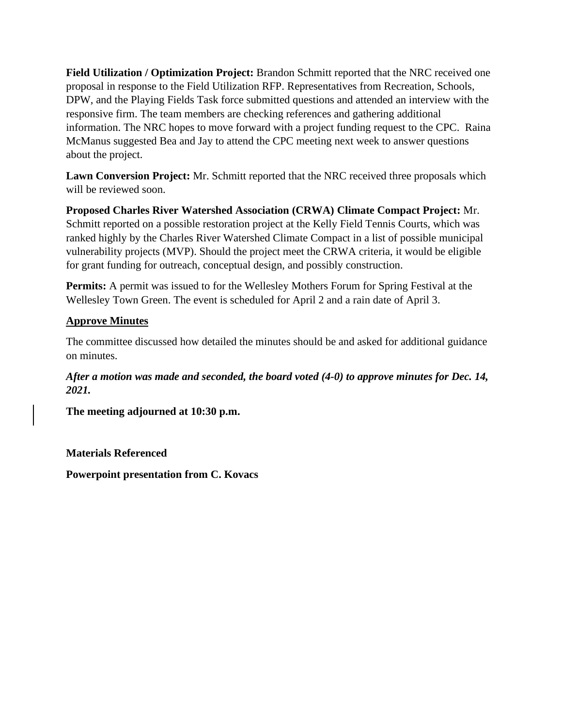**Field Utilization / Optimization Project:** Brandon Schmitt reported that the NRC received one proposal in response to the Field Utilization RFP. Representatives from Recreation, Schools, DPW, and the Playing Fields Task force submitted questions and attended an interview with the responsive firm. The team members are checking references and gathering additional information. The NRC hopes to move forward with a project funding request to the CPC. Raina McManus suggested Bea and Jay to attend the CPC meeting next week to answer questions about the project.

**Lawn Conversion Project:** Mr. Schmitt reported that the NRC received three proposals which will be reviewed soon.

**Proposed Charles River Watershed Association (CRWA) Climate Compact Project:** Mr. Schmitt reported on a possible restoration project at the Kelly Field Tennis Courts, which was ranked highly by the Charles River Watershed Climate Compact in a list of possible municipal vulnerability projects (MVP). Should the project meet the CRWA criteria, it would be eligible for grant funding for outreach, conceptual design, and possibly construction.

**Permits:** A permit was issued to for the Wellesley Mothers Forum for Spring Festival at the Wellesley Town Green. The event is scheduled for April 2 and a rain date of April 3.

## Approve Minutes

The committee discussed how detailed the minutes should be and asked for additional guidance on minutes.

***After a motion was made and seconded, the board voted (4-0) to approve minutes for Dec. 14, 2021.***

**The meeting adjourned at 10:30 p.m.**

**Materials Referenced**

**Powerpoint presentation from C. Kovacs**